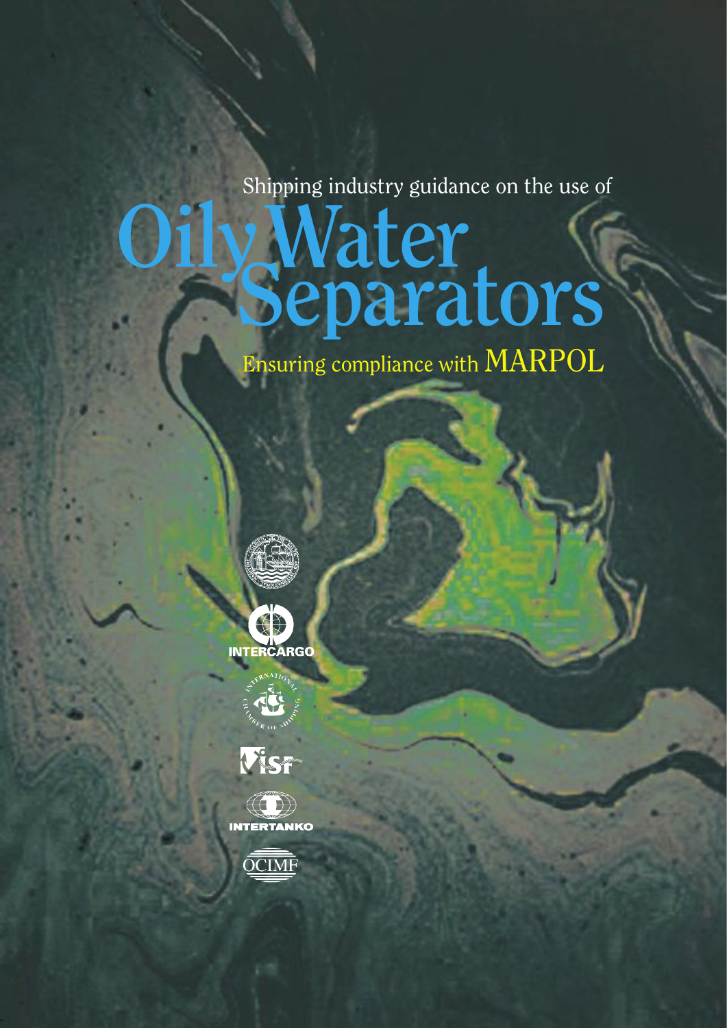Shipping industry guidance on the use of

# Oily Water Separators

## Ensuring compliance with MARPOL

INTERCARGO

ISF

INTERTANKO

OCIMF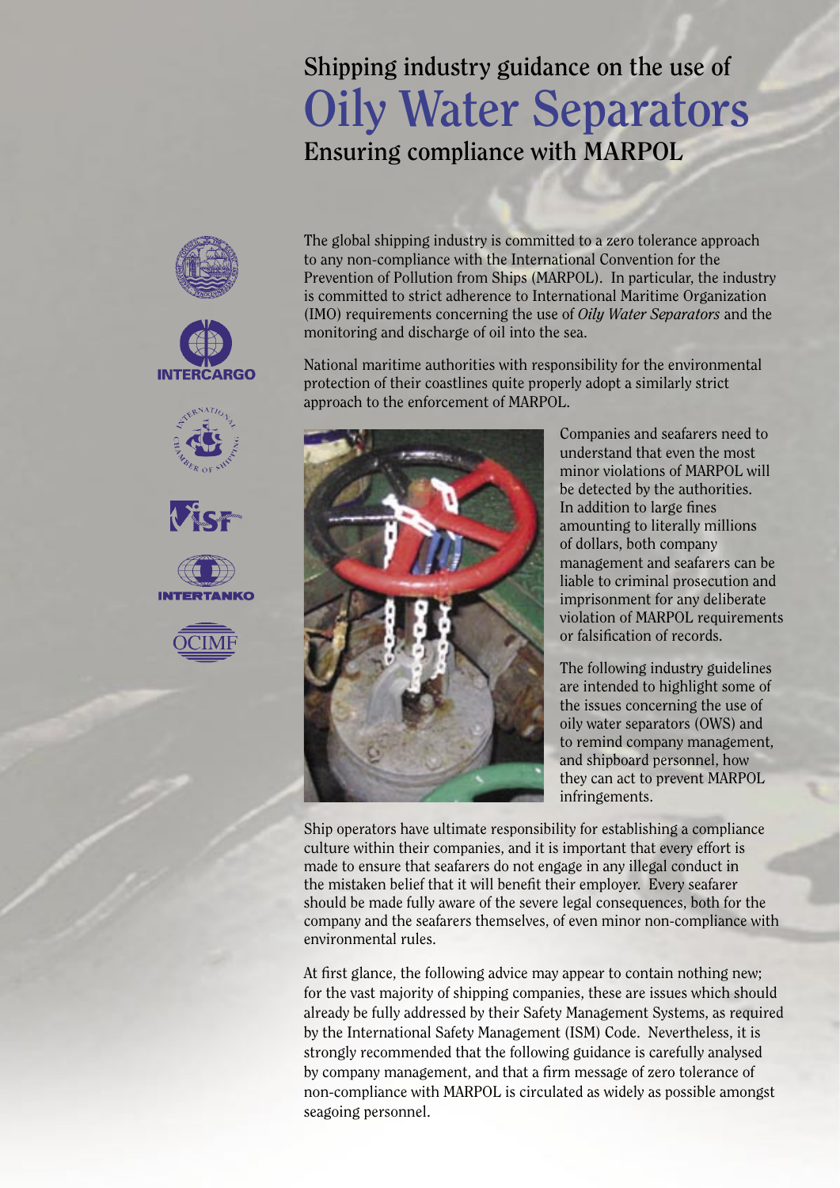# Shipping industry guidance on the use of Oily Water Separators

## Ensuring compliance with MARPOL

The global shipping industry is committed to a zero tolerance approach to any non-compliance with the International Convention for the Prevention of Pollution from Ships (MARPOL). In particular, the industry is committed to strict adherence to International Maritime Organization (IMO) requirements concerning the use of *Oily Water Separators* and the monitoring and discharge of oil into the sea.

National maritime authorities with responsibility for the environmental protection of their coastlines quite properly adopt a similarly strict approach to the enforcement of MARPOL.

Companies and seafarers need to understand that even the most minor violations of MARPOL will be detected by the authorities. In addition to large fines amounting to literally millions of dollars, both company management and seafarers can be liable to criminal prosecution and imprisonment for any deliberate violation of MARPOL requirements or falsification of records.

The following industry guidelines are intended to highlight some of the issues concerning the use of oily water separators (OWS) and to remind company management, and shipboard personnel, how they can act to prevent MARPOL infringements.

Ship operators have ultimate responsibility for establishing a compliance culture within their companies, and it is important that every effort is made to ensure that seafarers do not engage in any illegal conduct in the mistaken belief that it will benefit their employer. Every seafarer should be made fully aware of the severe legal consequences, both for the company and the seafarers themselves, of even minor non-compliance with environmental rules.

At first glance, the following advice may appear to contain nothing new; for the vast majority of shipping companies, these are issues which should already be fully addressed by their Safety Management Systems, as required by the International Safety Management (ISM) Code. Nevertheless, it is strongly recommended that the following guidance is carefully analysed by company management, and that a firm message of zero tolerance of non-compliance with MARPOL is circulated as widely as possible amongst seagoing personnel.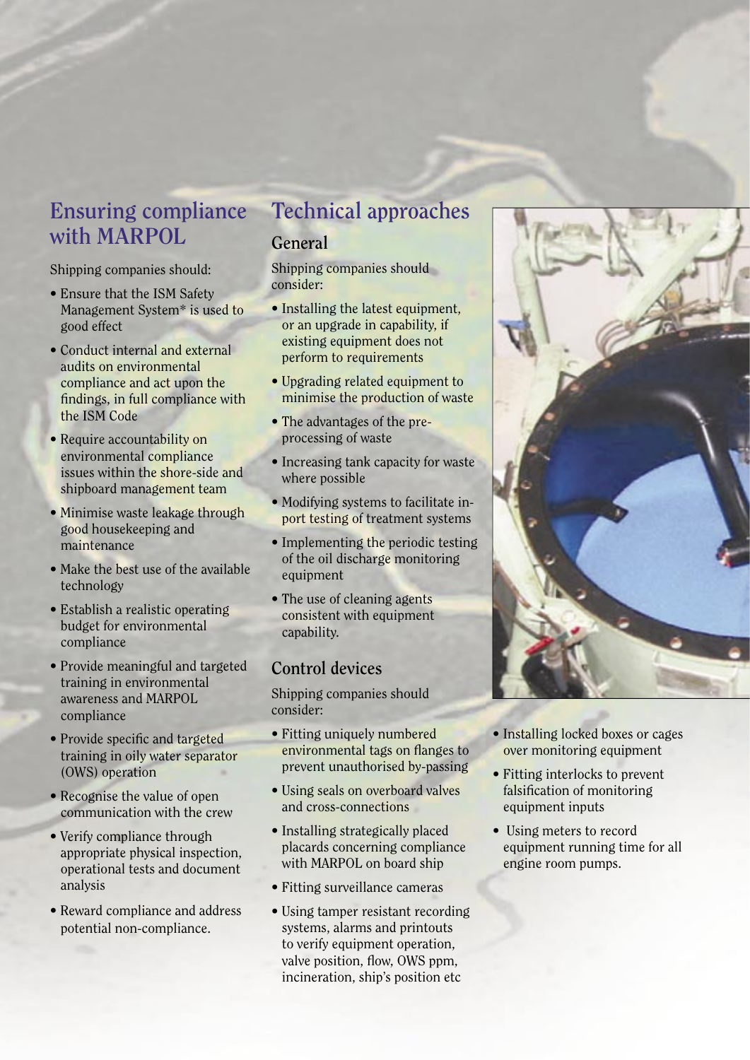## Ensuring compliance with MARPOL

Shipping companies should:

- Ensure that the ISM Safety Management System* is used to good effect
- Conduct internal and external audits on environmental compliance and act upon the findings, in full compliance with the ISM Code
- Require accountability on environmental compliance issues within the shore-side and shipboard management team
- Minimise waste leakage through good housekeeping and maintenance
- Make the best use of the available technology
- Establish a realistic operating budget for environmental compliance
- Provide meaningful and targeted training in environmental awareness and MARPOL compliance
- Provide specific and targeted training in oily water separator (OWS) operation
- Recognise the value of open communication with the crew
- Verify compliance through appropriate physical inspection, operational tests and document analysis
- Reward compliance and address potential non-compliance.

## Technical approaches

### General

Shipping companies should consider:

- Installing the latest equipment, or an upgrade in capability, if existing equipment does not perform to requirements
- Upgrading related equipment to minimise the production of waste
- The advantages of the pre-processing of waste
- Increasing tank capacity for waste where possible
- Modifying systems to facilitate in-port testing of treatment systems
- Implementing the periodic testing of the oil discharge monitoring equipment
- The use of cleaning agents consistent with equipment capability.

### Control devices

Shipping companies should consider:

- Fitting uniquely numbered environmental tags on flanges to prevent unauthorised by-passing
- Using seals on overboard valves and cross-connections
- Installing strategically placed placards concerning compliance with MARPOL on board ship
- Fitting surveillance cameras
- Using tamper resistant recording systems, alarms and printouts to verify equipment operation, valve position, flow, OWS ppm, incineration, ship's position etc
- Installing locked boxes or cages over monitoring equipment
- Fitting interlocks to prevent falsification of monitoring equipment inputs
- Using meters to record equipment running time for all engine room pumps.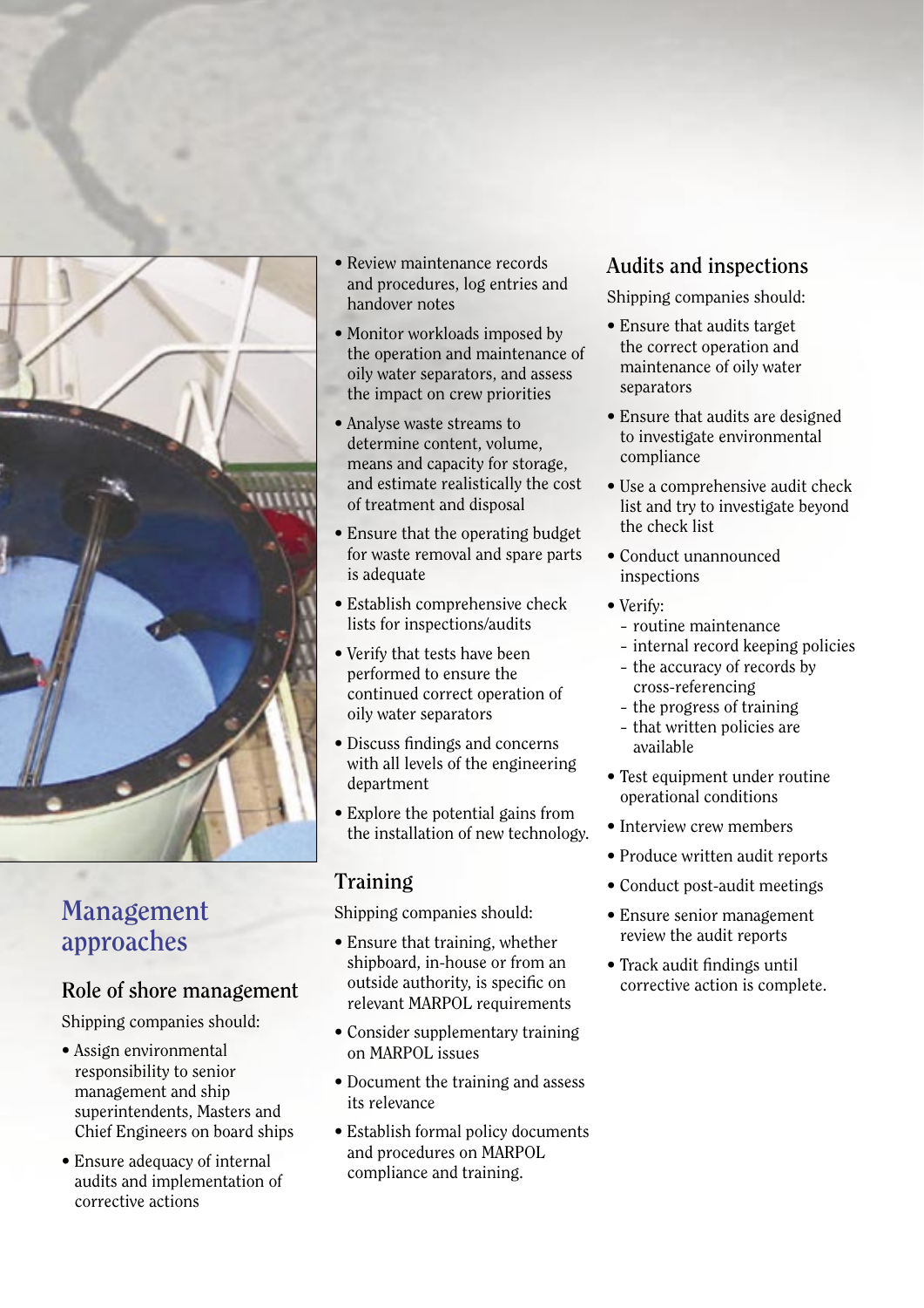# Management approaches

## Role of shore management

Shipping companies should:

- Assign environmental responsibility to senior management and ship superintendents, Masters and Chief Engineers on board ships
- Ensure adequacy of internal audits and implementation of corrective actions
- Review maintenance records and procedures, log entries and handover notes
- Monitor workloads imposed by the operation and maintenance of oily water separators, and assess the impact on crew priorities
- Analyse waste streams to determine content, volume, means and capacity for storage, and estimate realistically the cost of treatment and disposal
- Ensure that the operating budget for waste removal and spare parts is adequate
- Establish comprehensive check lists for inspections/audits
- Verify that tests have been performed to ensure the continued correct operation of oily water separators
- Discuss findings and concerns with all levels of the engineering department
- Explore the potential gains from the installation of new technology.

## Training

Shipping companies should:

- Ensure that training, whether shipboard, in-house or from an outside authority, is specific on relevant MARPOL requirements
- Consider supplementary training on MARPOL issues
- Document the training and assess its relevance
- Establish formal policy documents and procedures on MARPOL compliance and training.

## Audits and inspections

Shipping companies should:

- Ensure that audits target the correct operation and maintenance of oily water separators
- Ensure that audits are designed to investigate environmental compliance
- Use a comprehensive audit check list and try to investigate beyond the check list
- Conduct unannounced inspections
- Verify:
  - routine maintenance
  - internal record keeping policies
  - the accuracy of records by cross-referencing
  - the progress of training
  - that written policies are available
- Test equipment under routine operational conditions
- Interview crew members
- Produce written audit reports
- Conduct post-audit meetings
- Ensure senior management review the audit reports
- Track audit findings until corrective action is complete.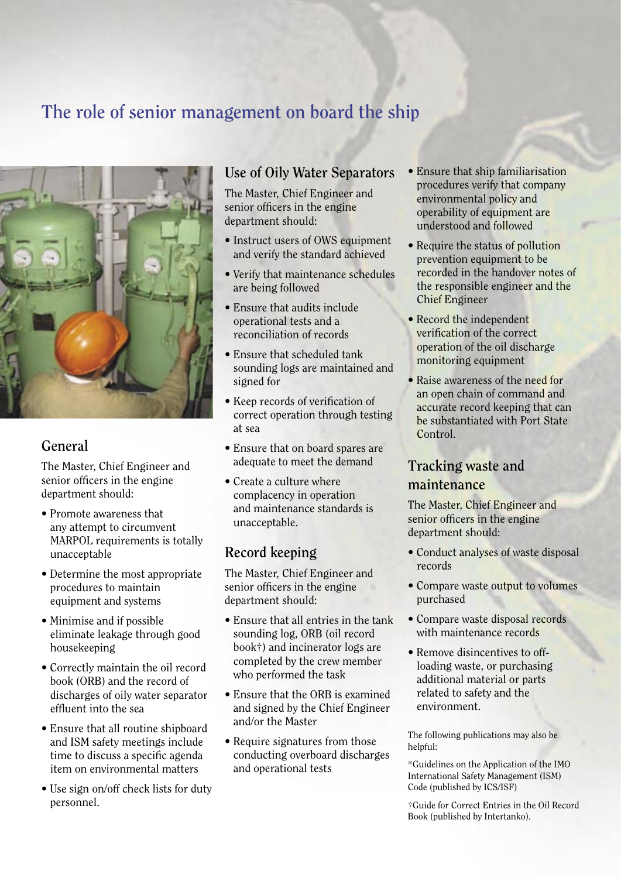# The role of senior management on board the ship

## General

The Master, Chief Engineer and senior officers in the engine department should:

- Promote awareness that any attempt to circumvent MARPOL requirements is totally unacceptable
- Determine the most appropriate procedures to maintain equipment and systems
- Minimise and if possible eliminate leakage through good housekeeping
- Correctly maintain the oil record book (ORB) and the record of discharges of oily water separator effluent into the sea
- Ensure that all routine shipboard and ISM safety meetings include time to discuss a specific agenda item on environmental matters
- Use sign on/off check lists for duty personnel.

## Use of Oily Water Separators

The Master, Chief Engineer and senior officers in the engine department should:

- Instruct users of OWS equipment and verify the standard achieved
- Verify that maintenance schedules are being followed
- Ensure that audits include operational tests and a reconciliation of records
- Ensure that scheduled tank sounding logs are maintained and signed for
- Keep records of verification of correct operation through testing at sea
- Ensure that on board spares are adequate to meet the demand
- Create a culture where complacency in operation and maintenance standards is unacceptable.

## Record keeping

The Master, Chief Engineer and senior officers in the engine department should:

- Ensure that all entries in the tank sounding log, ORB (oil record book†) and incinerator logs are completed by the crew member who performed the task
- Ensure that the ORB is examined and signed by the Chief Engineer and/or the Master
- Require signatures from those conducting overboard discharges and operational tests
- Ensure that ship familiarisation procedures verify that company environmental policy and operability of equipment are understood and followed
- Require the status of pollution prevention equipment to be recorded in the handover notes of the responsible engineer and the Chief Engineer
- Record the independent verification of the correct operation of the oil discharge monitoring equipment
- Raise awareness of the need for an open chain of command and accurate record keeping that can be substantiated with Port State Control.

## Tracking waste and maintenance

The Master, Chief Engineer and senior officers in the engine department should:

- Conduct analyses of waste disposal records
- Compare waste output to volumes purchased
- Compare waste disposal records with maintenance records
- Remove disincentives to off-loading waste, or purchasing additional material or parts related to safety and the environment.

The following publications may also be helpful:

*Guidelines on the Application of the IMO International Safety Management (ISM) Code (published by ICS/ISF)

†Guide for Correct Entries in the Oil Record Book (published by Intertanko).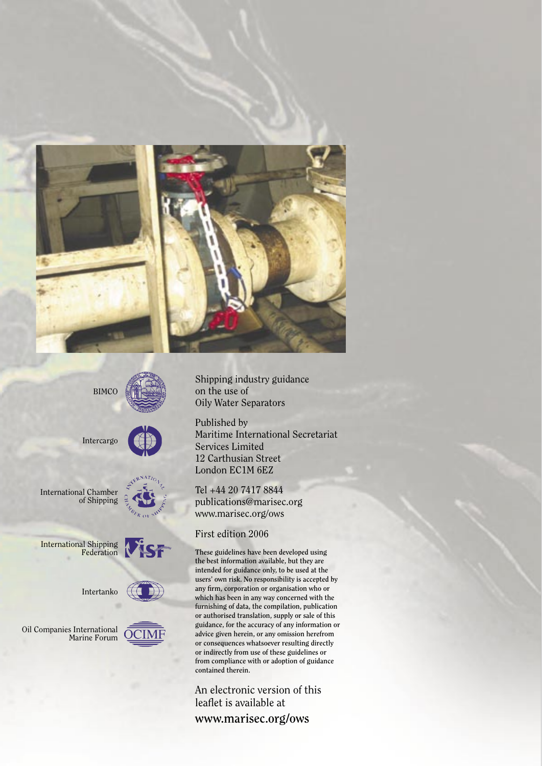BIMCO

Intercargo

International Chamber of Shipping

International Shipping Federation

Intertanko

Oil Companies International Marine Forum

Shipping industry guidance on the use of Oily Water Separators

Published by
Maritime International Secretariat Services Limited
12 Carthusian Street
London EC1M 6EZ

Tel +44 20 7417 8844
publications@marisec.org
www.marisec.org/ows

First edition 2006

**These guidelines have been developed using the best information available, but they are intended for guidance only, to be used at the users' own risk. No responsibility is accepted by any firm, corporation or organisation who or which has been in any way concerned with the furnishing of data, the compilation, publication or authorised translation, supply or sale of this guidance, for the accuracy of any information or advice given herein, or any omission herefrom or consequences whatsoever resulting directly or indirectly from use of these guidelines or from compliance with or adoption of guidance contained therein.**

An electronic version of this leaflet is available at
**www.marisec.org/ows**